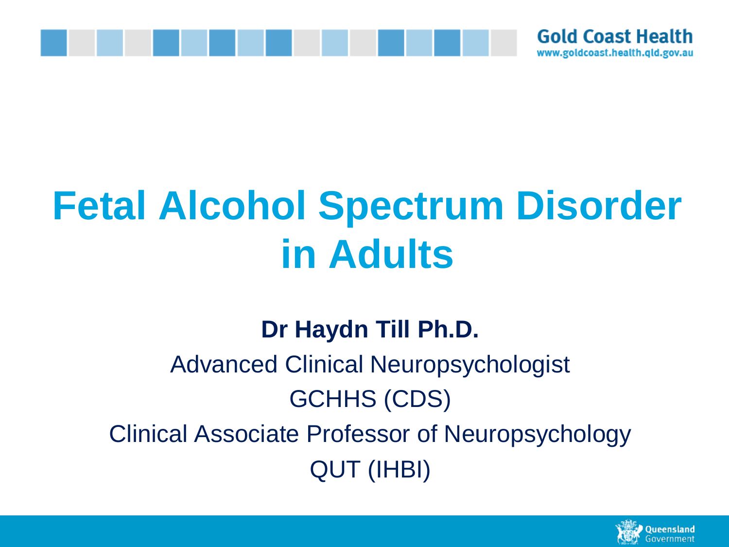# Fetal Alcohol Spectrum Disorder in Adults

**Dr Haydn Till Ph.D.**

Advanced Clinical Neuropsychologist

GCHHS (CDS)

Clinical Associate Professor of Neuropsychology

QUT (IHBI)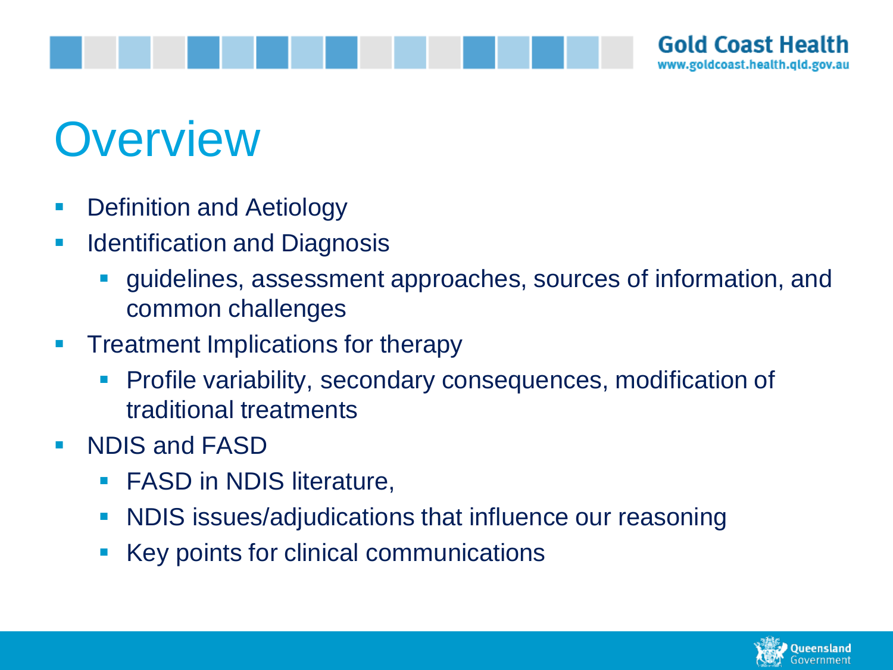# Overview

- Definition and Aetiology
- Identification and Diagnosis
  - guidelines, assessment approaches, sources of information, and common challenges
- Treatment Implications for therapy
  - Profile variability, secondary consequences, modification of traditional treatments
- NDIS and FASD
  - FASD in NDIS literature,
  - NDIS issues/adjudications that influence our reasoning
  - Key points for clinical communications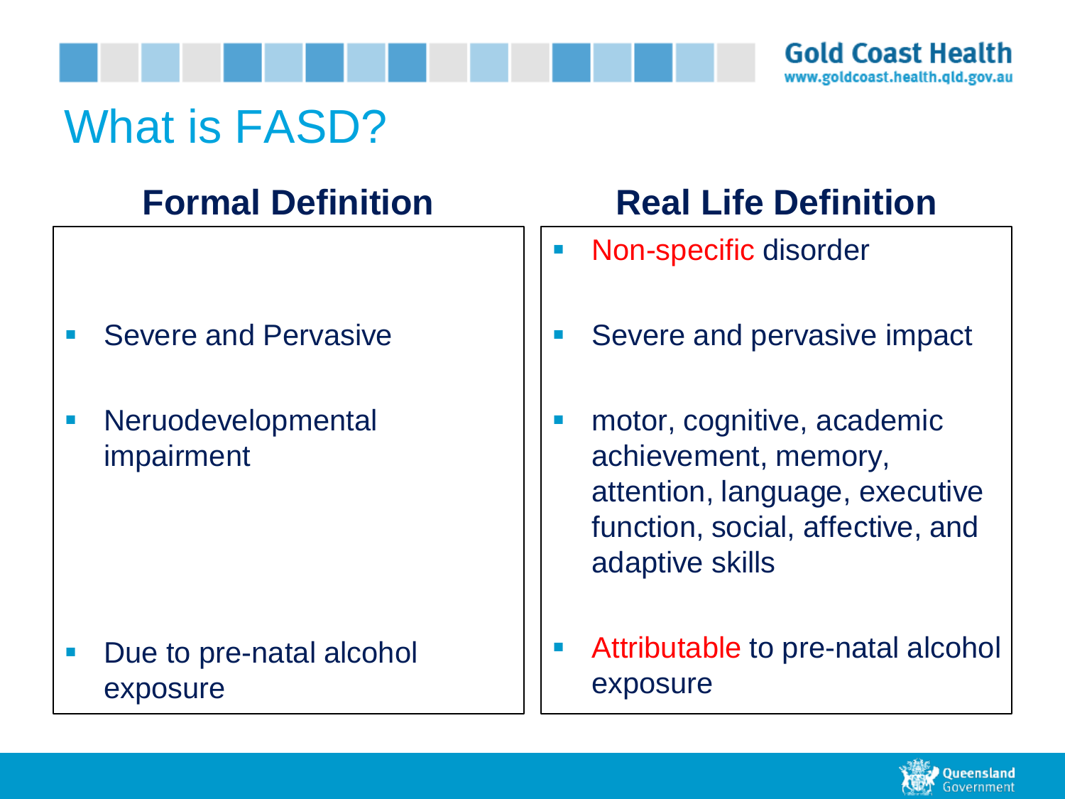# What is FASD?

## Formal Definition

- Severe and Pervasive
- Neruodevelopmental impairment
- Due to pre-natal alcohol exposure

## Real Life Definition

- Non-specific disorder
- Severe and pervasive impact
- motor, cognitive, academic achievement, memory, attention, language, executive function, social, affective, and adaptive skills
- Attributable to pre-natal alcohol exposure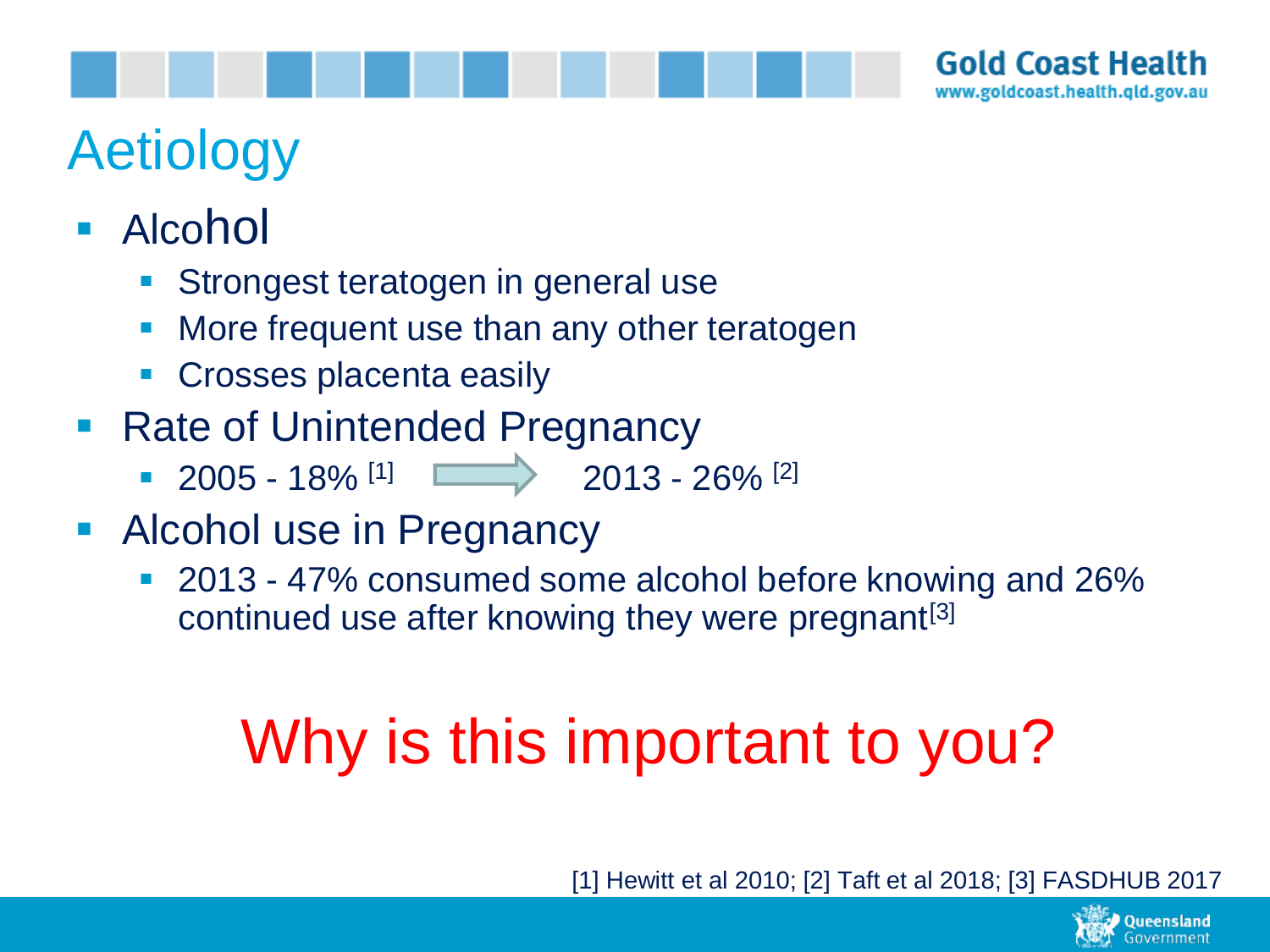# Aetiology

- Alcohol
  - Strongest teratogen in general use
  - More frequent use than any other teratogen
  - Crosses placenta easily
- Rate of Unintended Pregnancy
  - 2005 - 18% [1] → 2013 - 26% [2]
- Alcohol use in Pregnancy
  - 2013 - 47% consumed some alcohol before knowing and 26% continued use after knowing they were pregnant[3]

## Why is this important to you?

[1] Hewitt et al 2010; [2] Taft et al 2018; [3] FASDHUB 2017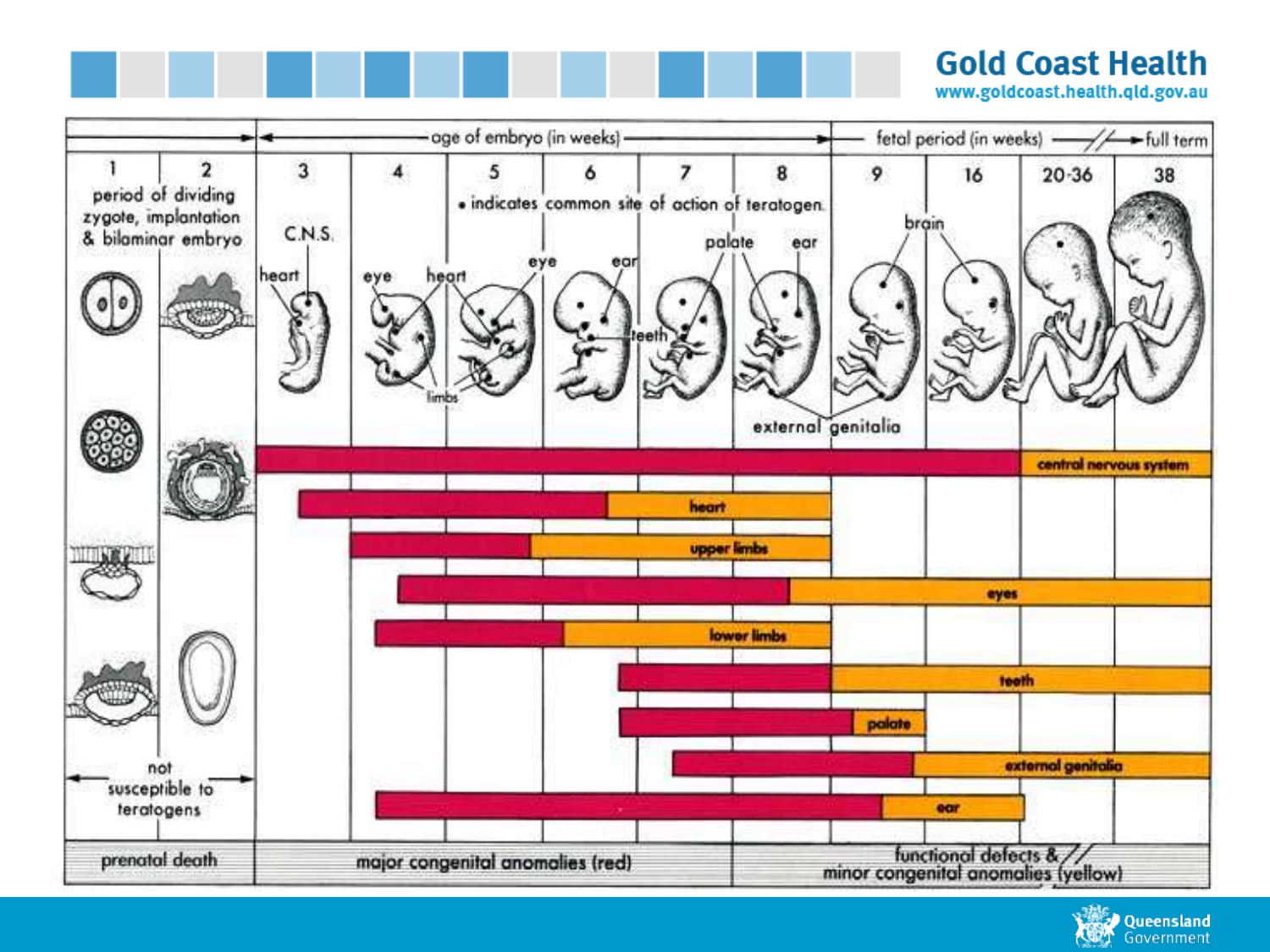| age of embryo (in weeks) | | | | | | | | fetal period (in weeks) | | | full term |
|---|---|---|---|---|---|---|---|---|---|---|---|
| 1 | 2 | 3 | 4 | 5 | 6 | 7 | 8 | 9 | 16 | 20-36 | 38 |

period of dividing zygote, implantation & bilaminar embryo

• indicates common site of action of teratogen

C.N.S., heart, eye, heart, limbs, eye, ear, teeth, palate, ear, brain, external genitalia

not susceptible to teratogens

central nervous system

heart

upper limbs

eyes

lower limbs

teeth

palate

external genitalia

ear

| prenatal death | major congenital anomalies (red) | functional defects & minor congenital anomalies (yellow) |
|---|---|---|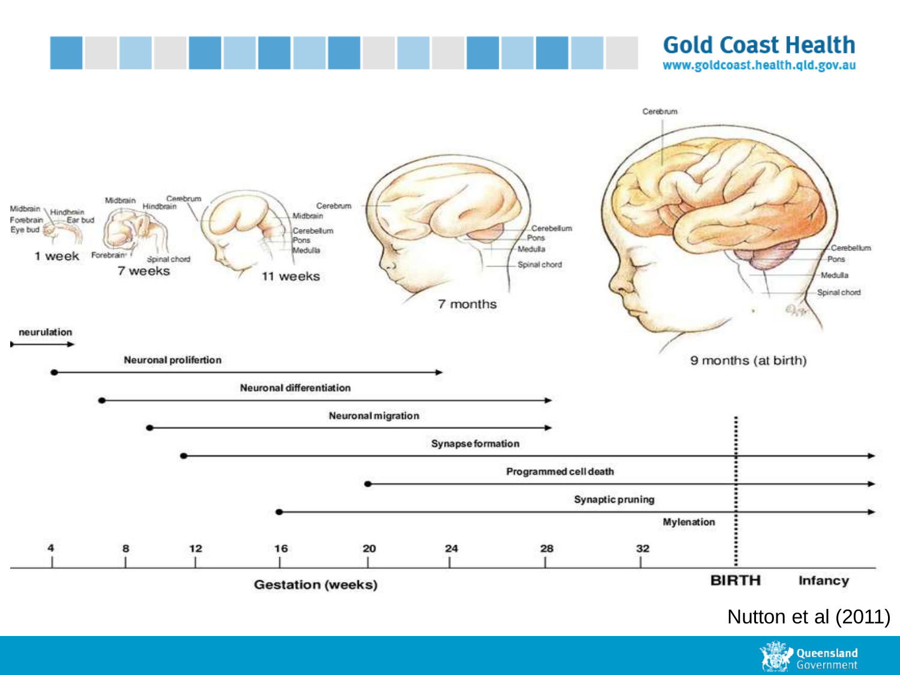Midbrain
Forebrain
Eye bud
Hindbrain
Ear bud
1 week

Midbrain
Hindbrain
Cerebrum
Forebrain
Spinal chord
7 weeks

Cerebrum
Midbrain
Cerebellum
Pons
Medulla
11 weeks

Cerebellum
Pons
Medulla
Spinal chord
7 months

Cerebrum
Cerebellum
Pons
Medulla
Spinal chord
9 months (at birth)

neurulation

Neuronal prolifertion

Neuronal differentiation

Neuronal migration

Synapse formation

Programmed cell death

Synaptic pruning

Mylenation

4 8 12 16 20 24 28 32

Gestation (weeks)

BIRTH

Infancy

Nutton et al (2011)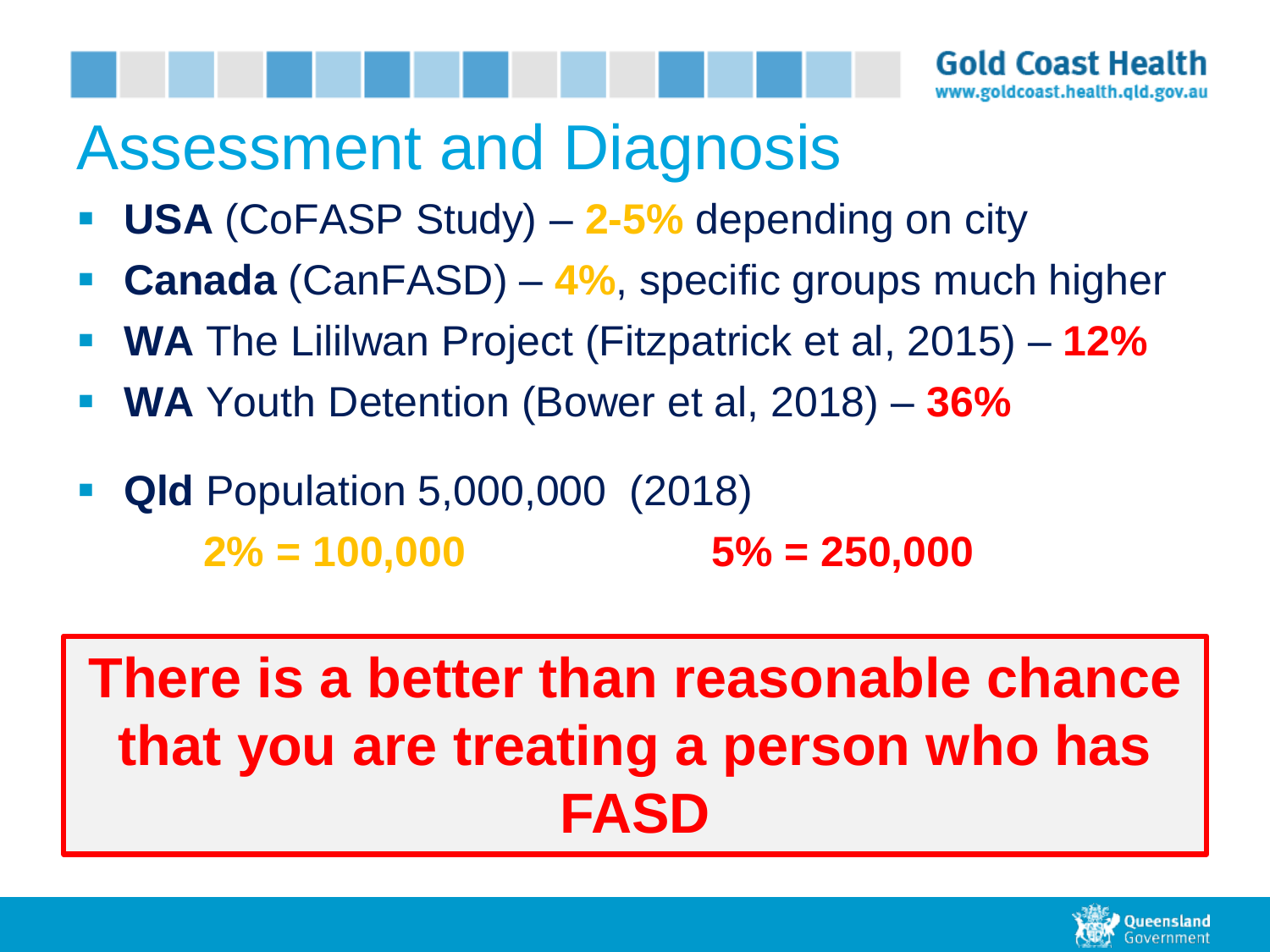# Assessment and Diagnosis

- **USA** (CoFASP Study) – **2-5%** depending on city
- **Canada** (CanFASD) – **4%**, specific groups much higher
- **WA** The Lililwan Project (Fitzpatrick et al, 2015) – **12%**
- **WA** Youth Detention (Bower et al, 2018) – **36%**
- **Qld** Population 5,000,000 (2018)

  **2% = 100,000** **5% = 250,000**

**There is a better than reasonable chance that you are treating a person who has FASD**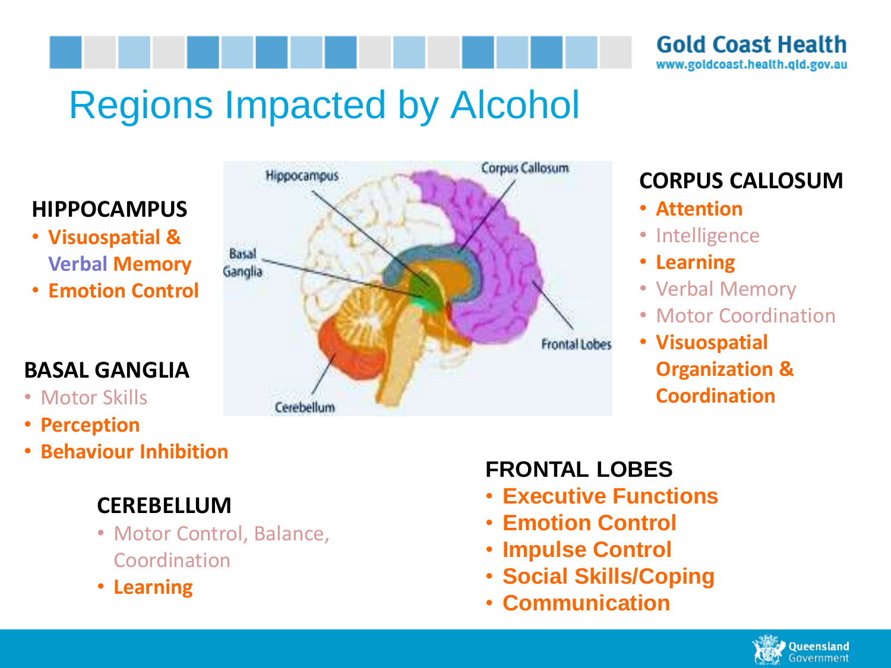# Regions Impacted by Alcohol

**HIPPOCAMPUS**

- **Visuospatial & Verbal Memory**
- **Emotion Control**

**BASAL GANGLIA**

- Motor Skills
- **Perception**
- **Behaviour Inhibition**

**CEREBELLUM**

- Motor Control, Balance, Coordination
- **Learning**

**CORPUS CALLOSUM**

- **Attention**
- Intelligence
- **Learning**
- Verbal Memory
- Motor Coordination
- **Visuospatial Organization & Coordination**

**FRONTAL LOBES**

- **Executive Functions**
- **Emotion Control**
- **Impulse Control**
- **Social Skills/Coping**
- **Communication**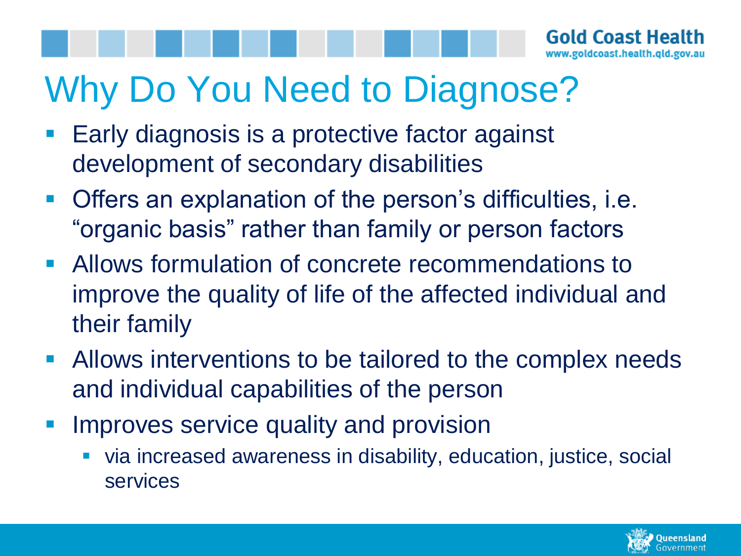# Why Do You Need to Diagnose?

- Early diagnosis is a protective factor against development of secondary disabilities
- Offers an explanation of the person's difficulties, i.e. "organic basis" rather than family or person factors
- Allows formulation of concrete recommendations to improve the quality of life of the affected individual and their family
- Allows interventions to be tailored to the complex needs and individual capabilities of the person
- Improves service quality and provision
  - via increased awareness in disability, education, justice, social services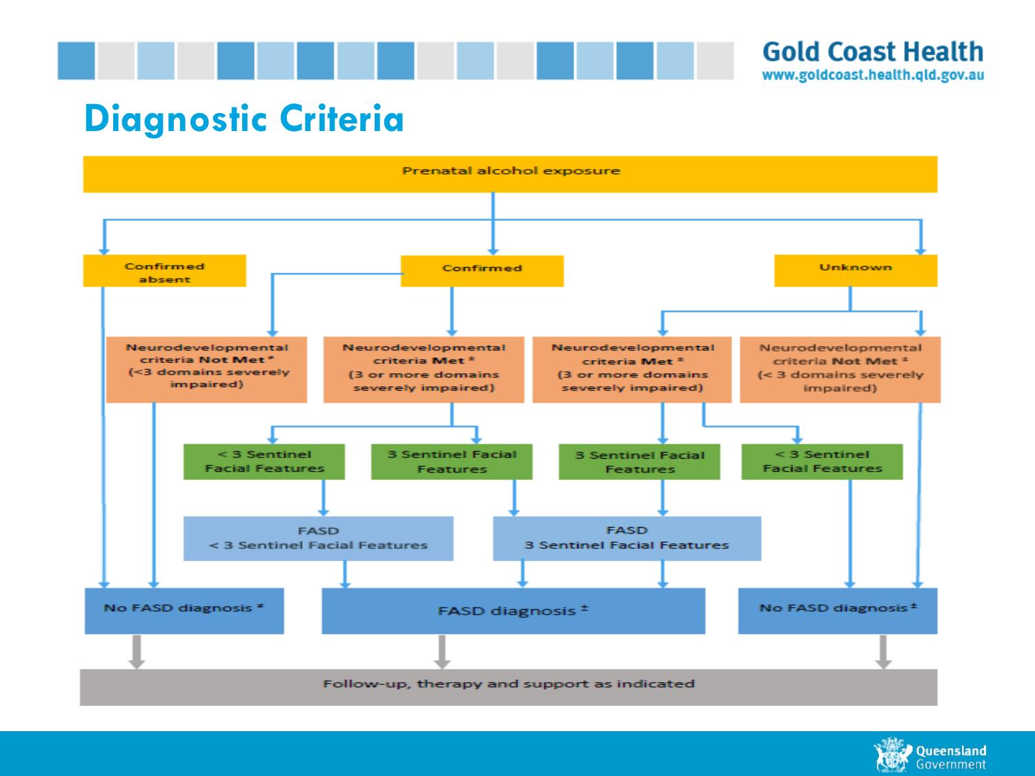# Diagnostic Criteria

Prenatal alcohol exposure

- Confirmed absent
  - No FASD diagnosis *
- Confirmed
  - Neurodevelopmental criteria Not Met * (<3 domains severely impaired)
    - No FASD diagnosis *
  - Neurodevelopmental criteria Met * (3 or more domains severely impaired)
    - < 3 Sentinel Facial Features → FASD < 3 Sentinel Facial Features → FASD diagnosis ±
    - 3 Sentinel Facial Features → FASD 3 Sentinel Facial Features → FASD diagnosis ±
- Unknown
  - Neurodevelopmental criteria Met * (3 or more domains severely impaired)
    - 3 Sentinel Facial Features → FASD 3 Sentinel Facial Features → FASD diagnosis ±
    - < 3 Sentinel Facial Features → No FASD diagnosis ±
  - Neurodevelopmental criteria Not Met * (< 3 domains severely impaired)
    - No FASD diagnosis ±

Follow-up, therapy and support as indicated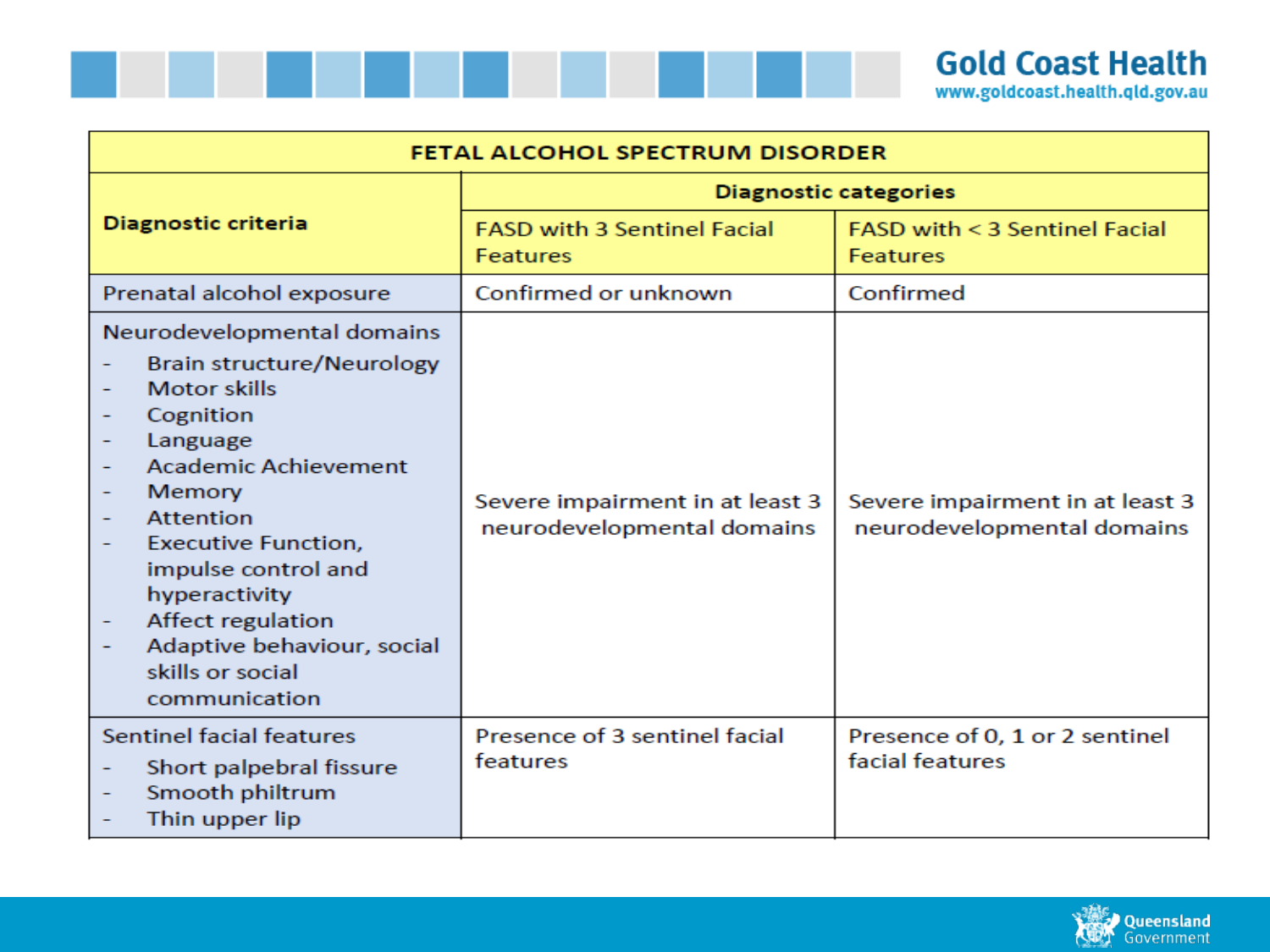| FETAL ALCOHOL SPECTRUM DISORDER | | |
|---|---|---|
| **Diagnostic criteria** | **Diagnostic categories** | |
| | FASD with 3 Sentinel Facial Features | FASD with < 3 Sentinel Facial Features |
| Prenatal alcohol exposure | Confirmed or unknown | Confirmed |
| Neurodevelopmental domains<br>- Brain structure/Neurology<br>- Motor skills<br>- Cognition<br>- Language<br>- Academic Achievement<br>- Memory<br>- Attention<br>- Executive Function, impulse control and hyperactivity<br>- Affect regulation<br>- Adaptive behaviour, social skills or social communication | Severe impairment in at least 3 neurodevelopmental domains | Severe impairment in at least 3 neurodevelopmental domains |
| Sentinel facial features<br>- Short palpebral fissure<br>- Smooth philtrum<br>- Thin upper lip | Presence of 3 sentinel facial features | Presence of 0, 1 or 2 sentinel facial features |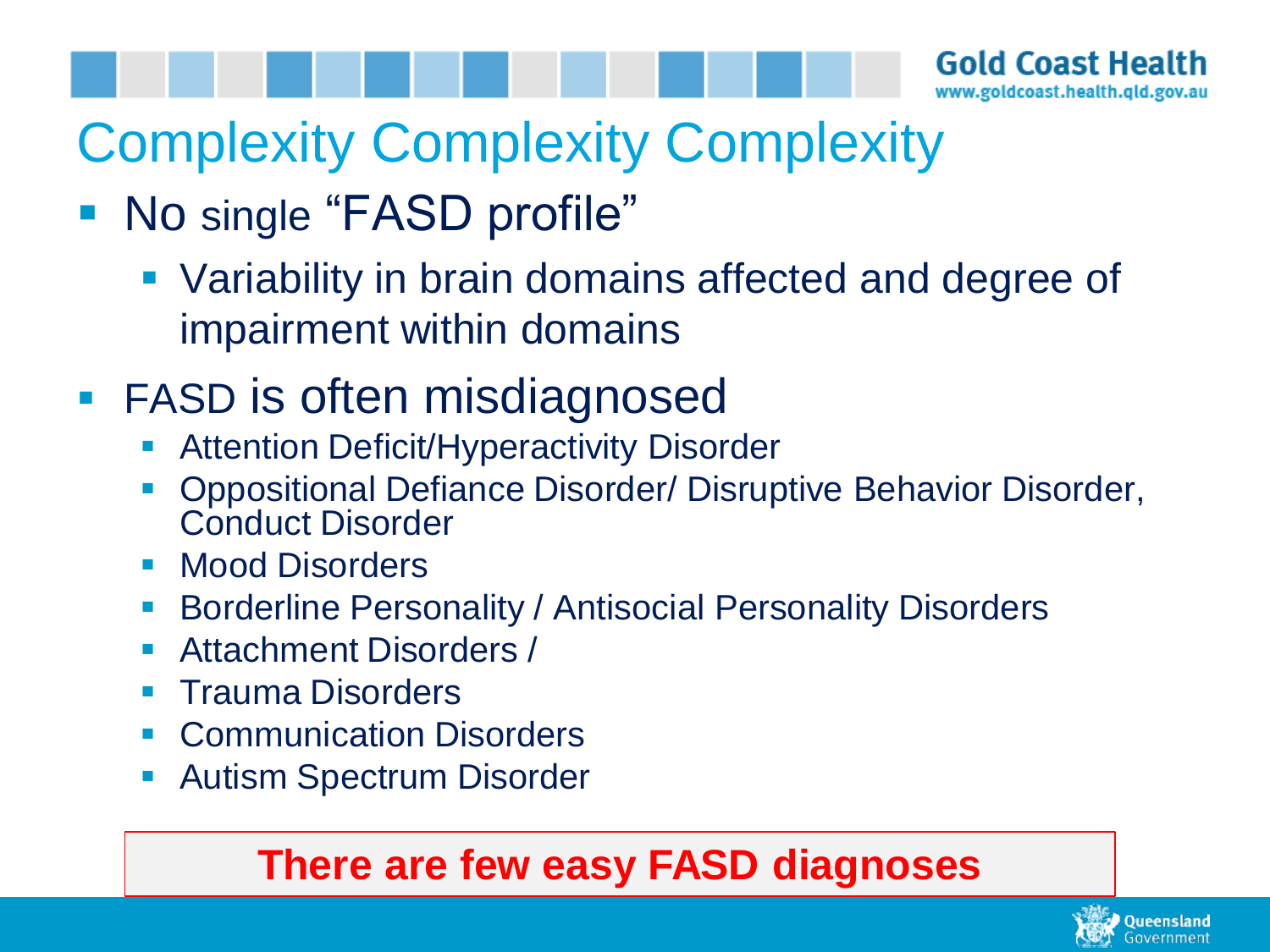# Complexity Complexity Complexity

- No single "FASD profile"
  - Variability in brain domains affected and degree of impairment within domains
- FASD is often misdiagnosed
  - Attention Deficit/Hyperactivity Disorder
  - Oppositional Defiance Disorder/ Disruptive Behavior Disorder, Conduct Disorder
  - Mood Disorders
  - Borderline Personality / Antisocial Personality Disorders
  - Attachment Disorders /
  - Trauma Disorders
  - Communication Disorders
  - Autism Spectrum Disorder

**There are few easy FASD diagnoses**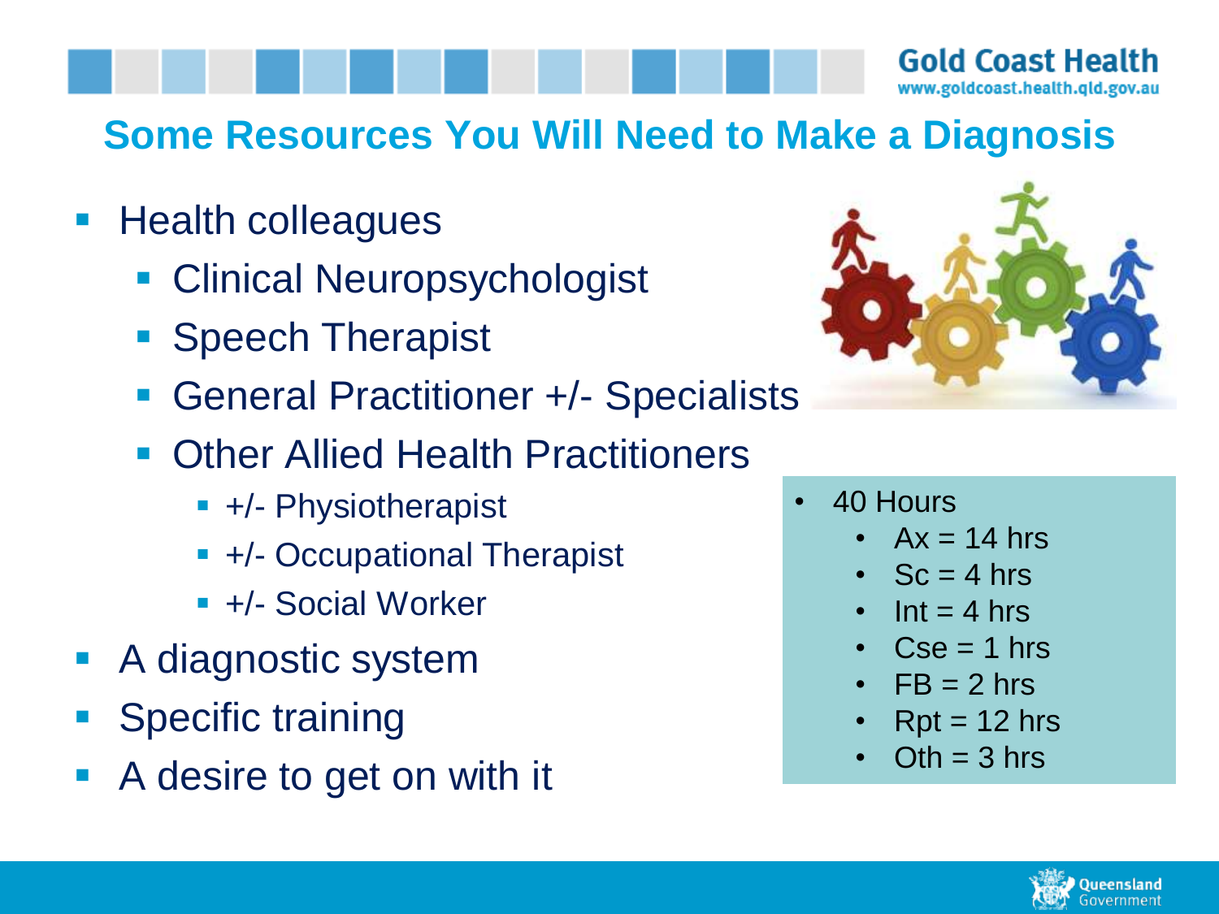# Some Resources You Will Need to Make a Diagnosis

- Health colleagues
  - Clinical Neuropsychologist
  - Speech Therapist
  - General Practitioner +/- Specialists
  - Other Allied Health Practitioners
    - +/- Physiotherapist
    - +/- Occupational Therapist
    - +/- Social Worker
- A diagnostic system
- Specific training
- A desire to get on with it

- 40 Hours
  - Ax = 14 hrs
  - Sc = 4 hrs
  - Int = 4 hrs
  - Cse = 1 hrs
  - FB = 2 hrs
  - Rpt = 12 hrs
  - Oth = 3 hrs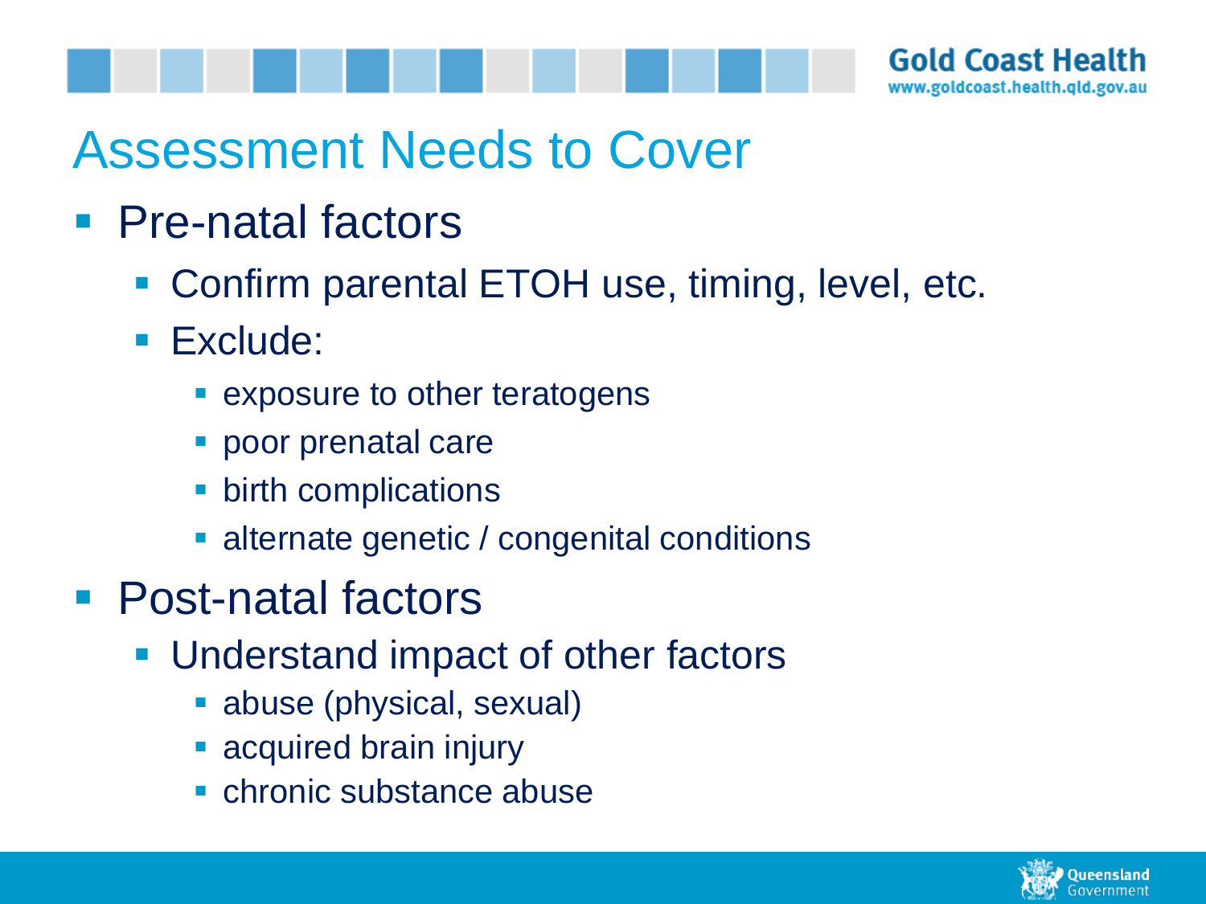# Assessment Needs to Cover

- Pre-natal factors
  - Confirm parental ETOH use, timing, level, etc.
  - Exclude:
    - exposure to other teratogens
    - poor prenatal care
    - birth complications
    - alternate genetic / congenital conditions
- Post-natal factors
  - Understand impact of other factors
    - abuse (physical, sexual)
    - acquired brain injury
    - chronic substance abuse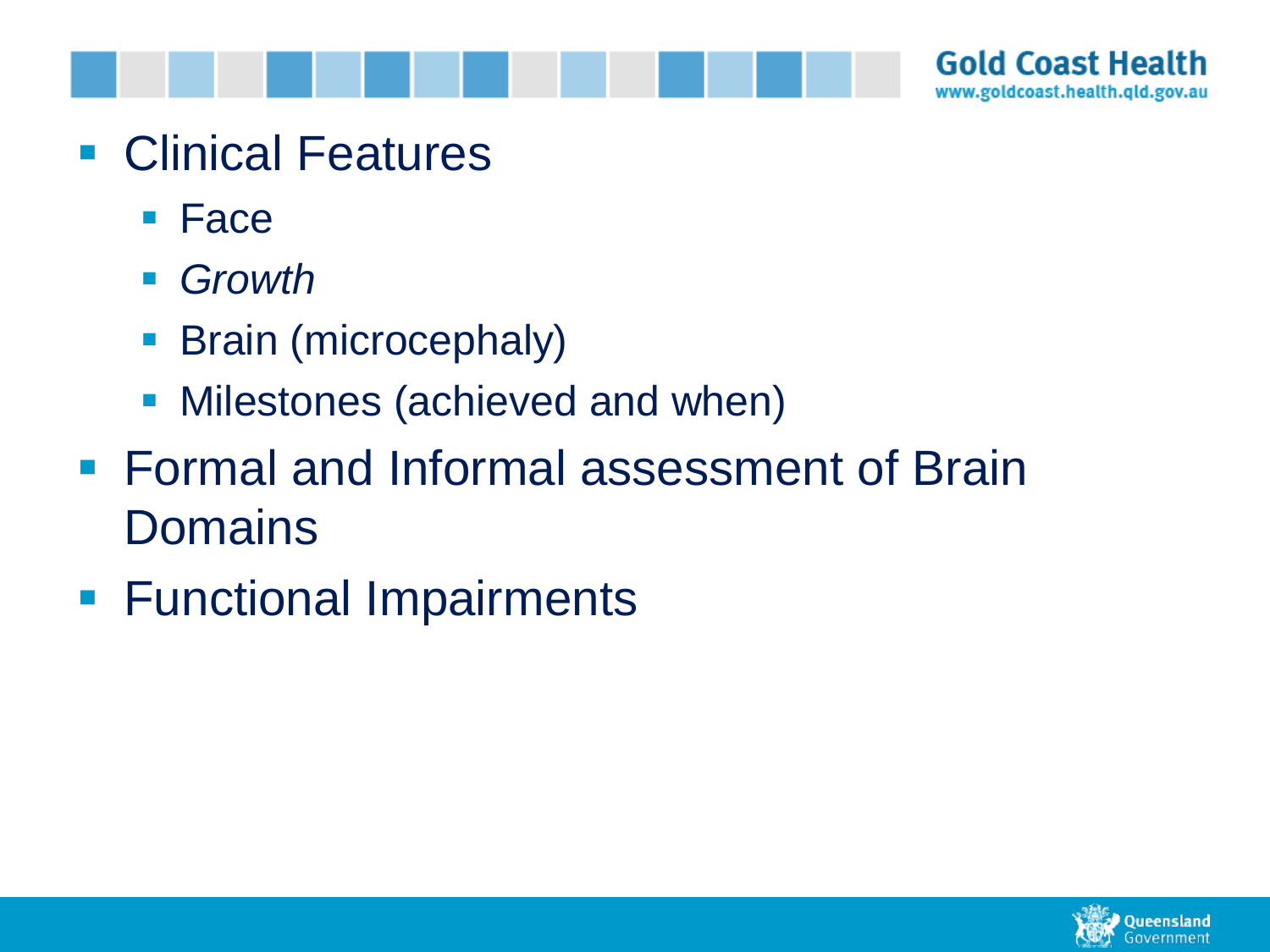- Clinical Features
  - Face
  - *Growth*
  - Brain (microcephaly)
  - Milestones (achieved and when)
- Formal and Informal assessment of Brain Domains
- Functional Impairments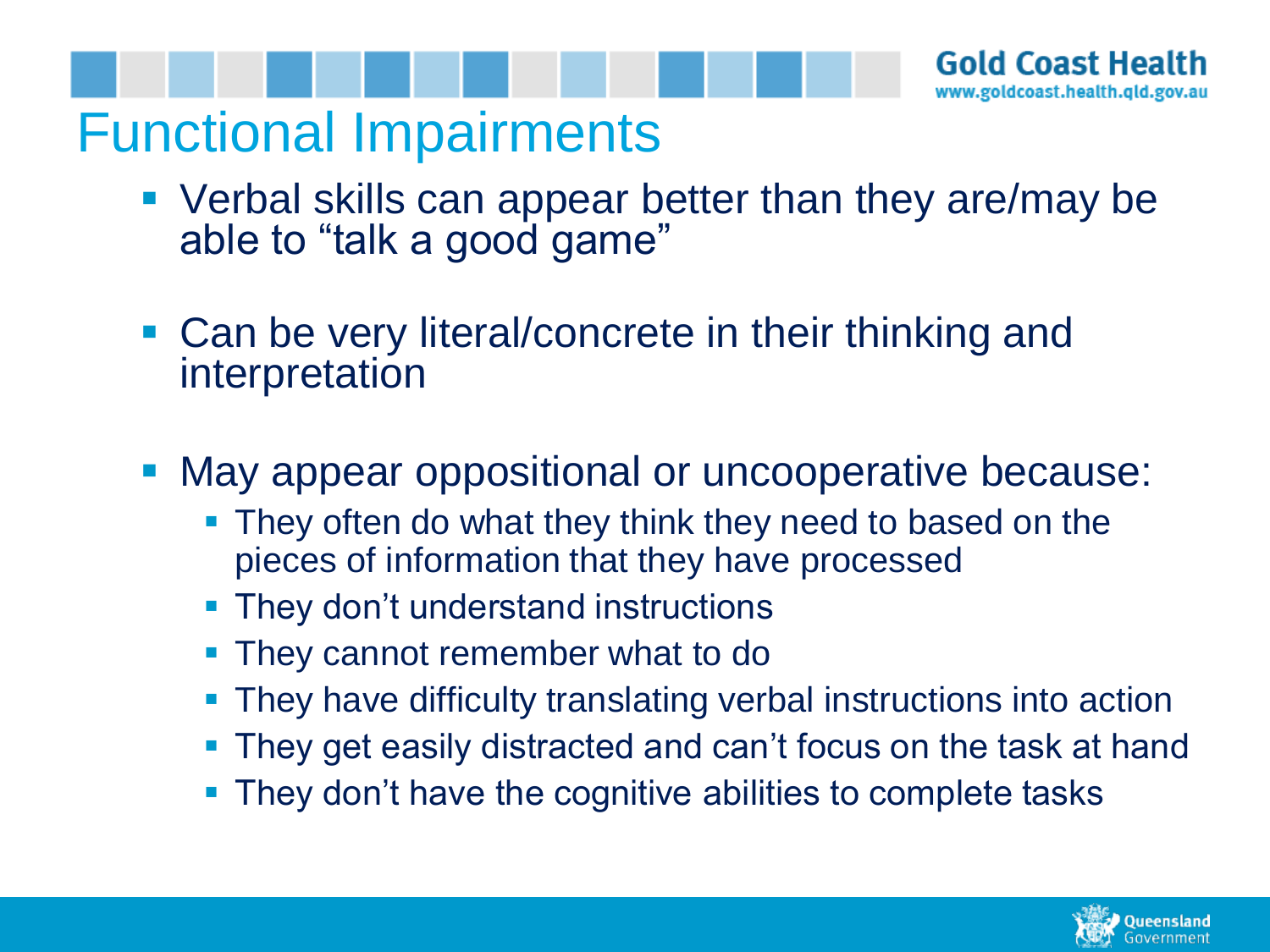# Functional Impairments

- Verbal skills can appear better than they are/may be able to "talk a good game"
- Can be very literal/concrete in their thinking and interpretation
- May appear oppositional or uncooperative because:
  - They often do what they think they need to based on the pieces of information that they have processed
  - They don't understand instructions
  - They cannot remember what to do
  - They have difficulty translating verbal instructions into action
  - They get easily distracted and can't focus on the task at hand
  - They don't have the cognitive abilities to complete tasks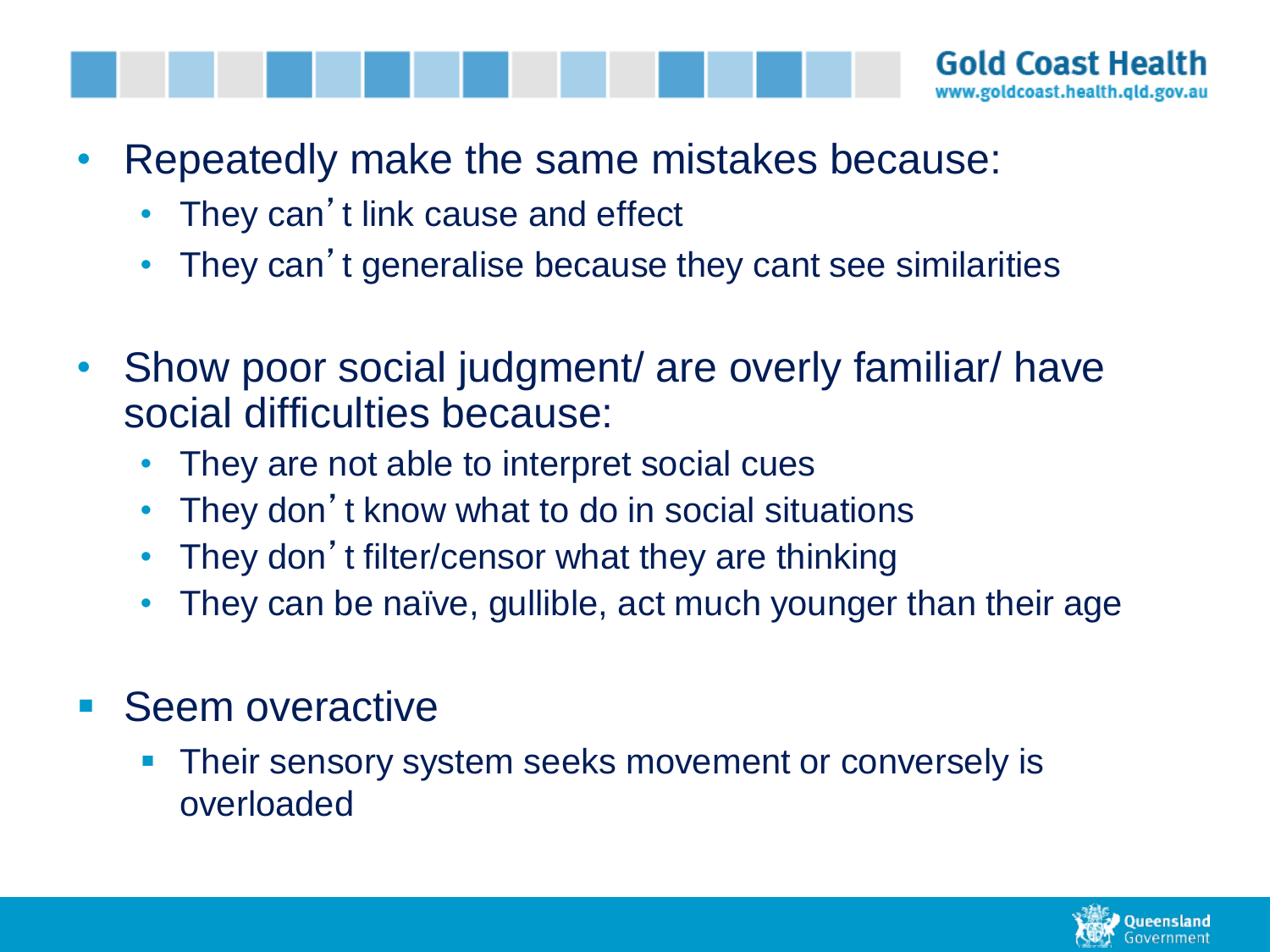- Repeatedly make the same mistakes because:
  - They can't link cause and effect
  - They can't generalise because they cant see similarities

- Show poor social judgment/ are overly familiar/ have social difficulties because:
  - They are not able to interpret social cues
  - They don't know what to do in social situations
  - They don't filter/censor what they are thinking
  - They can be naïve, gullible, act much younger than their age

- Seem overactive
  - Their sensory system seeks movement or conversely is overloaded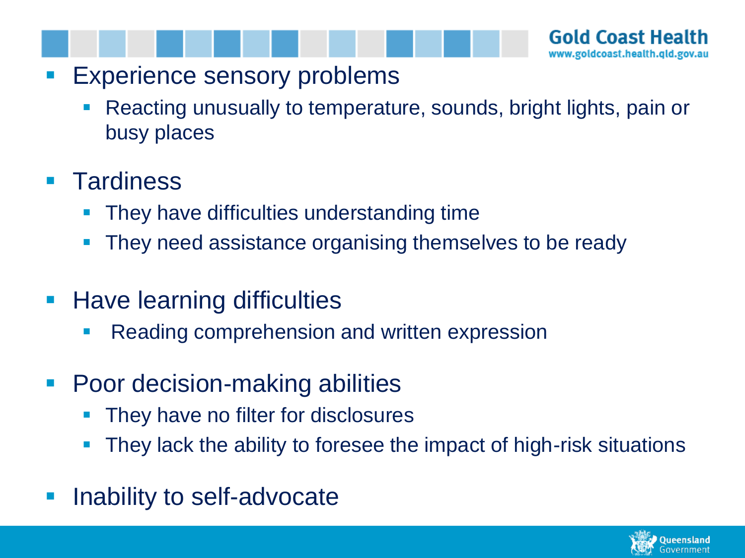- Experience sensory problems
  - Reacting unusually to temperature, sounds, bright lights, pain or busy places
- Tardiness
  - They have difficulties understanding time
  - They need assistance organising themselves to be ready
- Have learning difficulties
  - Reading comprehension and written expression
- Poor decision-making abilities
  - They have no filter for disclosures
  - They lack the ability to foresee the impact of high-risk situations
- Inability to self-advocate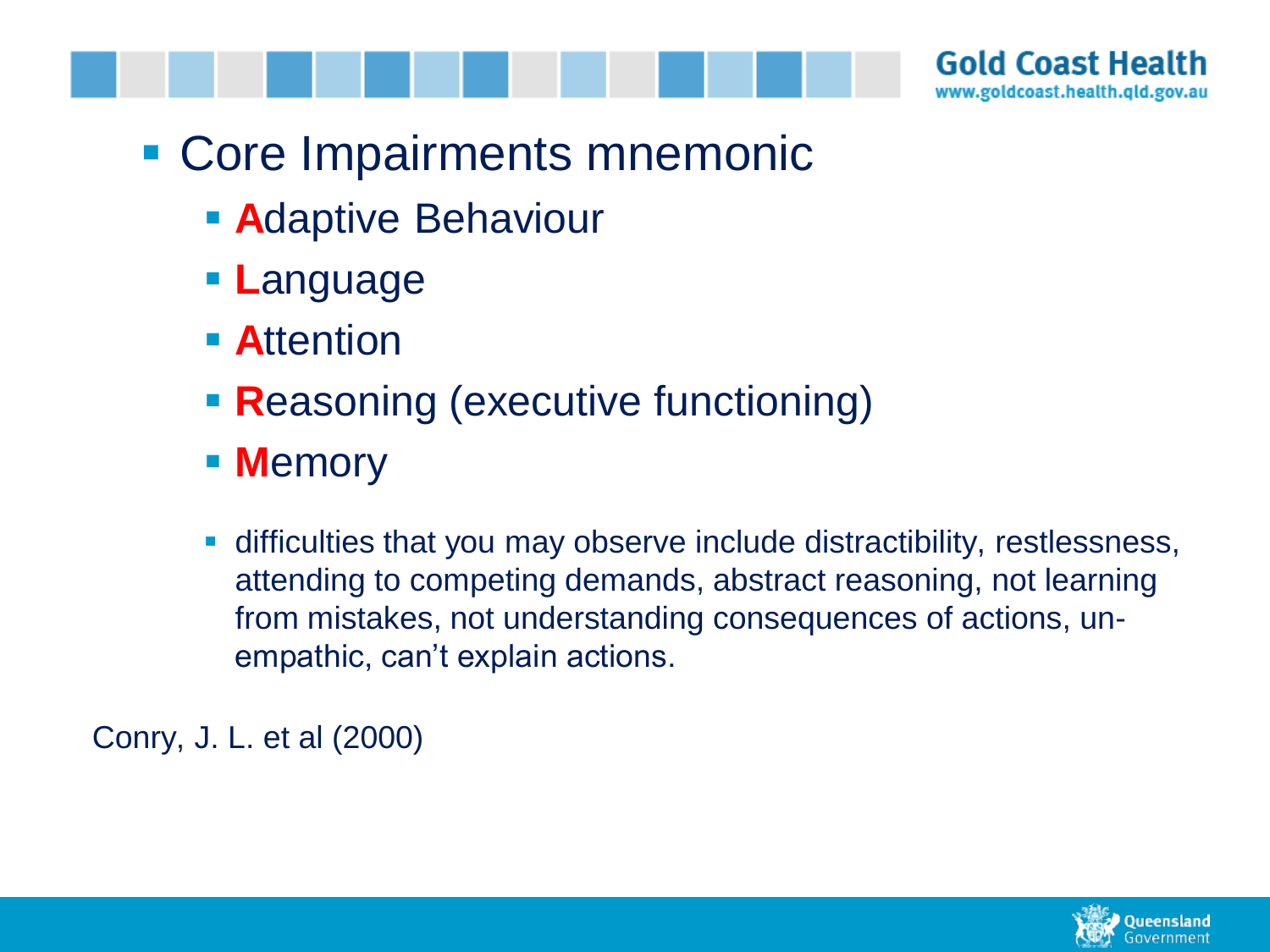- Core Impairments mnemonic
  - **A**daptive Behaviour
  - **L**anguage
  - **A**ttention
  - **R**easoning (executive functioning)
  - **M**emory

  - difficulties that you may observe include distractibility, restlessness, attending to competing demands, abstract reasoning, not learning from mistakes, not understanding consequences of actions, un-empathic, can't explain actions.

Conry, J. L. et al (2000)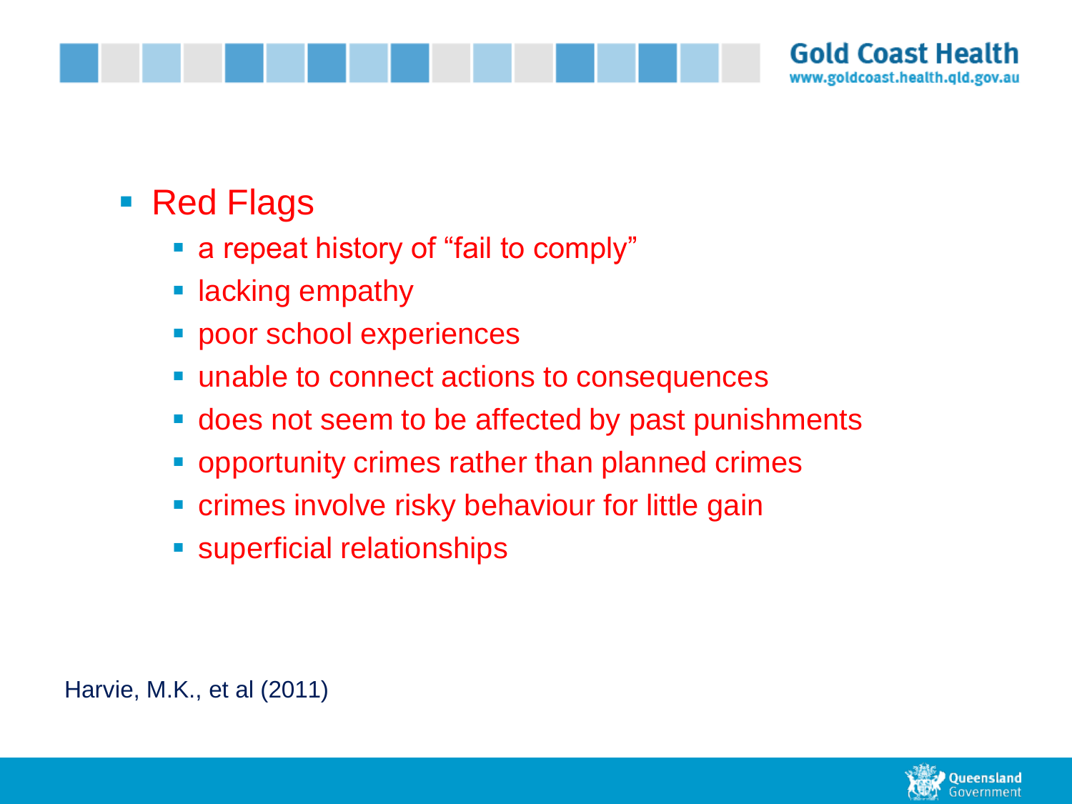- Red Flags
  - a repeat history of "fail to comply"
  - lacking empathy
  - poor school experiences
  - unable to connect actions to consequences
  - does not seem to be affected by past punishments
  - opportunity crimes rather than planned crimes
  - crimes involve risky behaviour for little gain
  - superficial relationships

Harvie, M.K., et al (2011)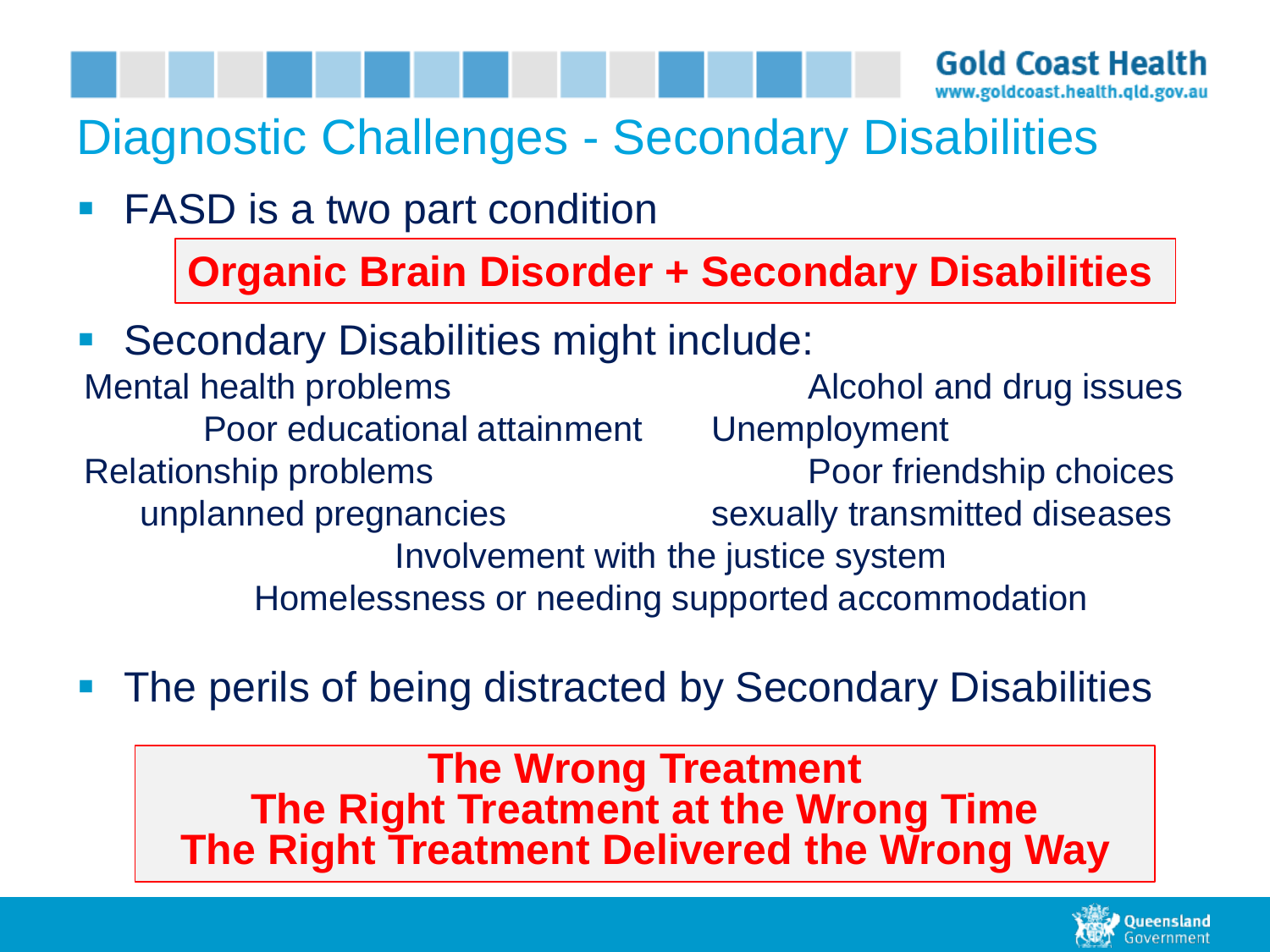# Diagnostic Challenges - Secondary Disabilities

- FASD is a two part condition

**Organic Brain Disorder + Secondary Disabilities**

- Secondary Disabilities might include:

Mental health problems
Alcohol and drug issues
Poor educational attainment
Unemployment
Relationship problems
Poor friendship choices
unplanned pregnancies
sexually transmitted diseases
Involvement with the justice system
Homelessness or needing supported accommodation

- The perils of being distracted by Secondary Disabilities

**The Wrong Treatment**
**The Right Treatment at the Wrong Time**
**The Right Treatment Delivered the Wrong Way**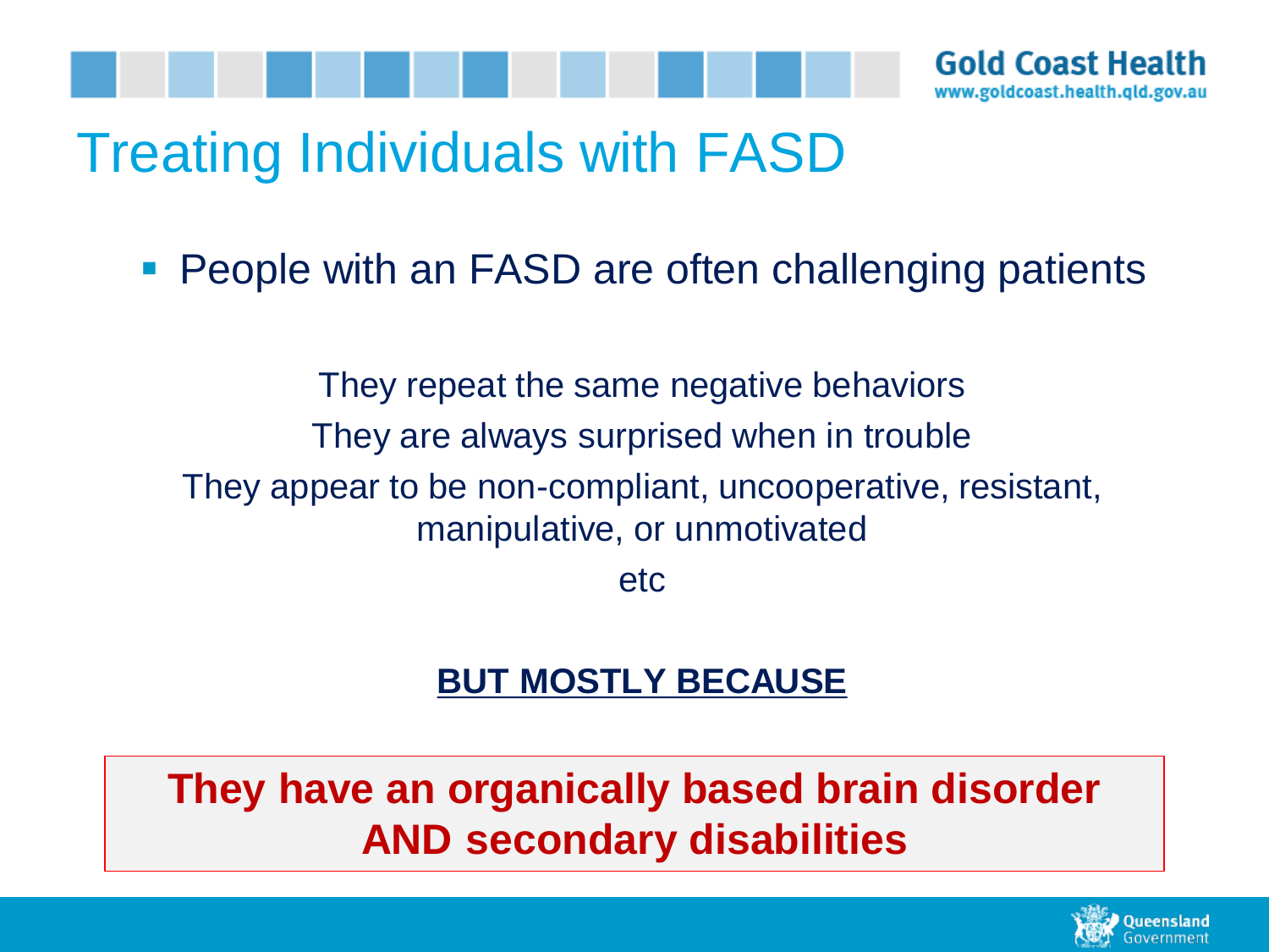# Treating Individuals with FASD

- People with an FASD are often challenging patients

They repeat the same negative behaviors

They are always surprised when in trouble

They appear to be non-compliant, uncooperative, resistant, manipulative, or unmotivated

etc

**BUT MOSTLY BECAUSE**

**They have an organically based brain disorder AND secondary disabilities**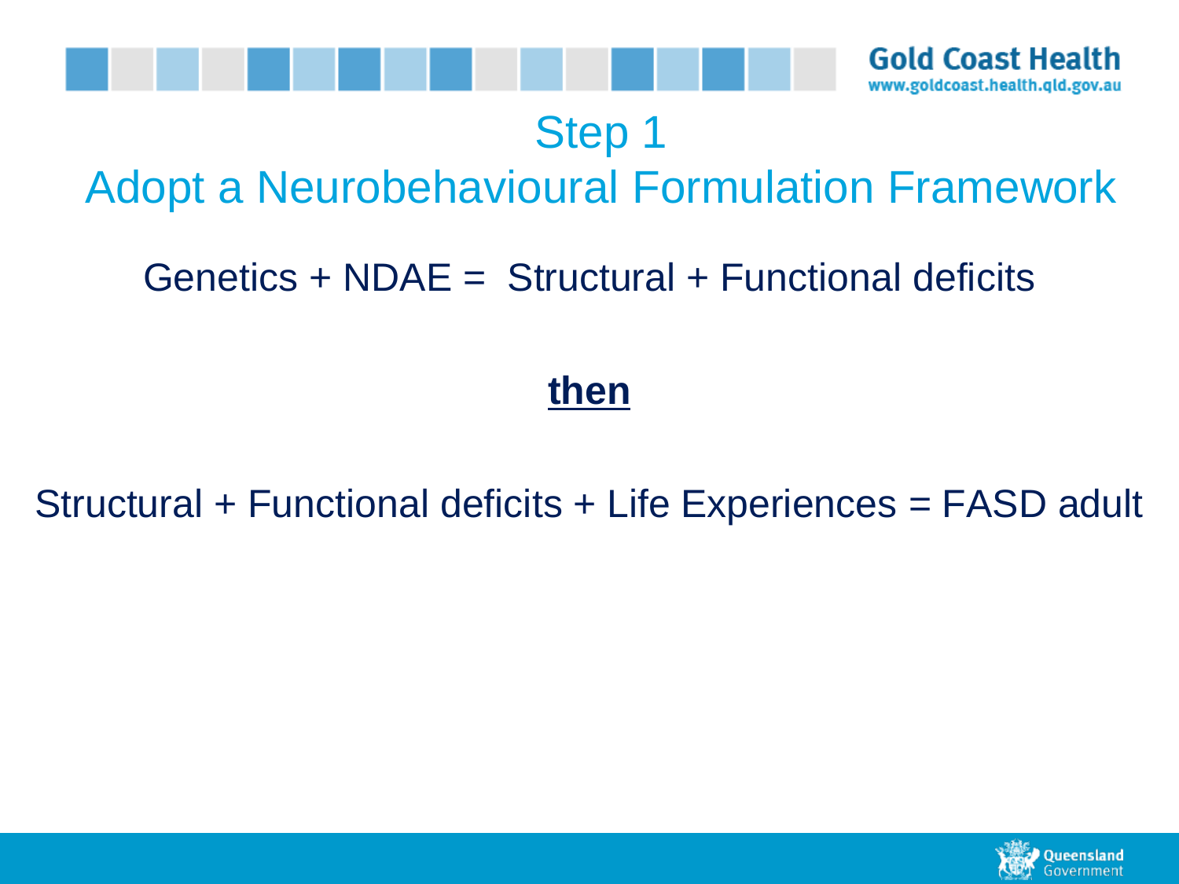# Step 1
# Adopt a Neurobehavioural Formulation Framework

Genetics + NDAE = Structural + Functional deficits

**then**

Structural + Functional deficits + Life Experiences = FASD adult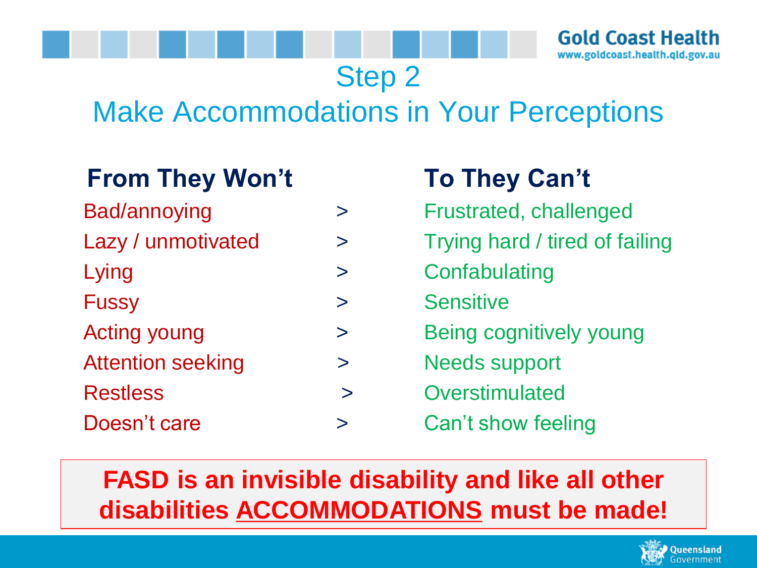# Step 2

## Make Accommodations in Your Perceptions

| From They Won't | | To They Can't |
|---|---|---|
| Bad/annoying | > | Frustrated, challenged |
| Lazy / unmotivated | > | Trying hard / tired of failing |
| Lying | > | Confabulating |
| Fussy | > | Sensitive |
| Acting young | > | Being cognitively young |
| Attention seeking | > | Needs support |
| Restless | > | Overstimulated |
| Doesn't care | > | Can't show feeling |

**FASD is an invisible disability and like all other disabilities <u>ACCOMMODATIONS</u> must be made!**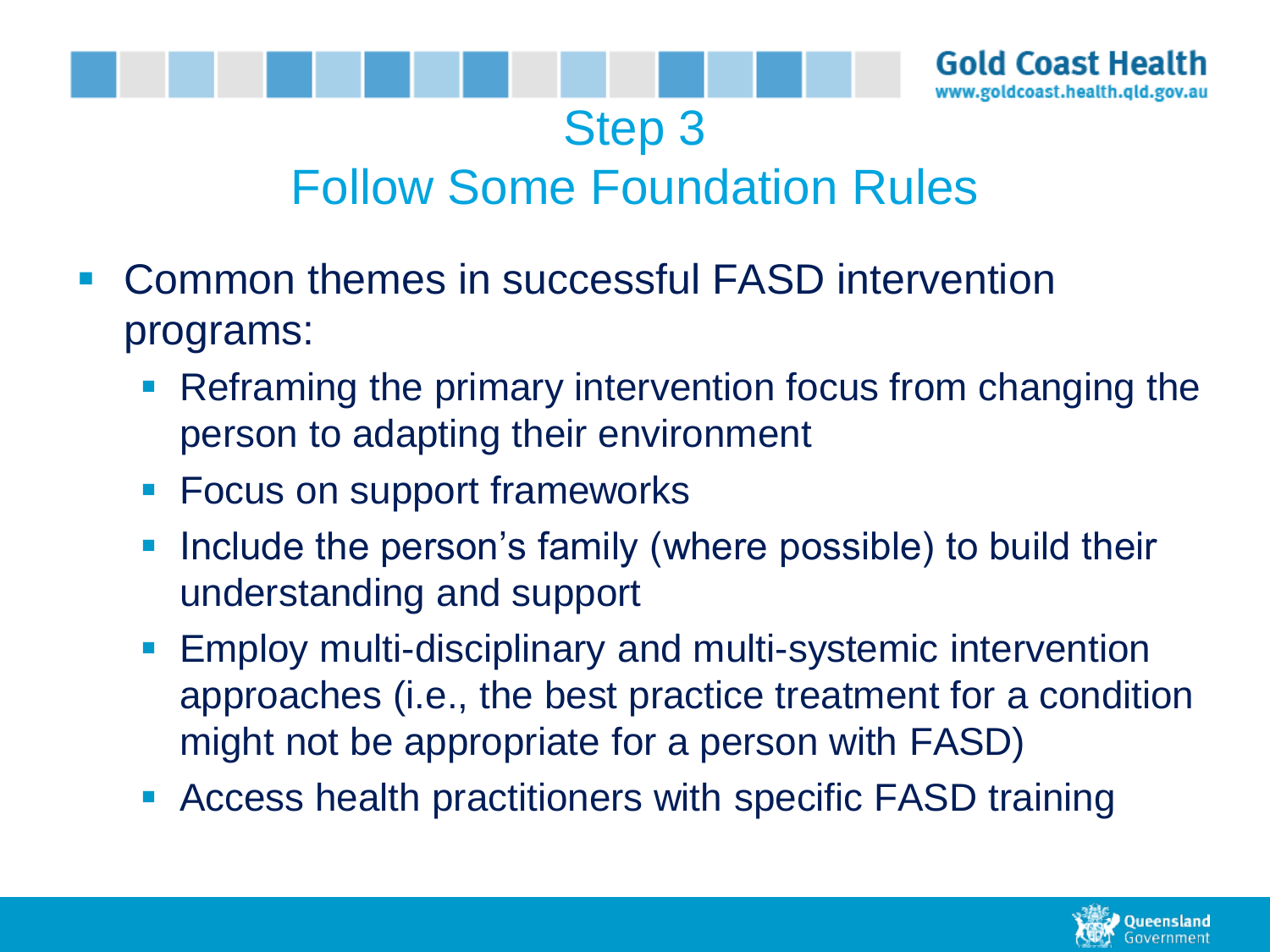# Step 3
## Follow Some Foundation Rules

- Common themes in successful FASD intervention programs:
  - Reframing the primary intervention focus from changing the person to adapting their environment
  - Focus on support frameworks
  - Include the person's family (where possible) to build their understanding and support
  - Employ multi-disciplinary and multi-systemic intervention approaches (i.e., the best practice treatment for a condition might not be appropriate for a person with FASD)
  - Access health practitioners with specific FASD training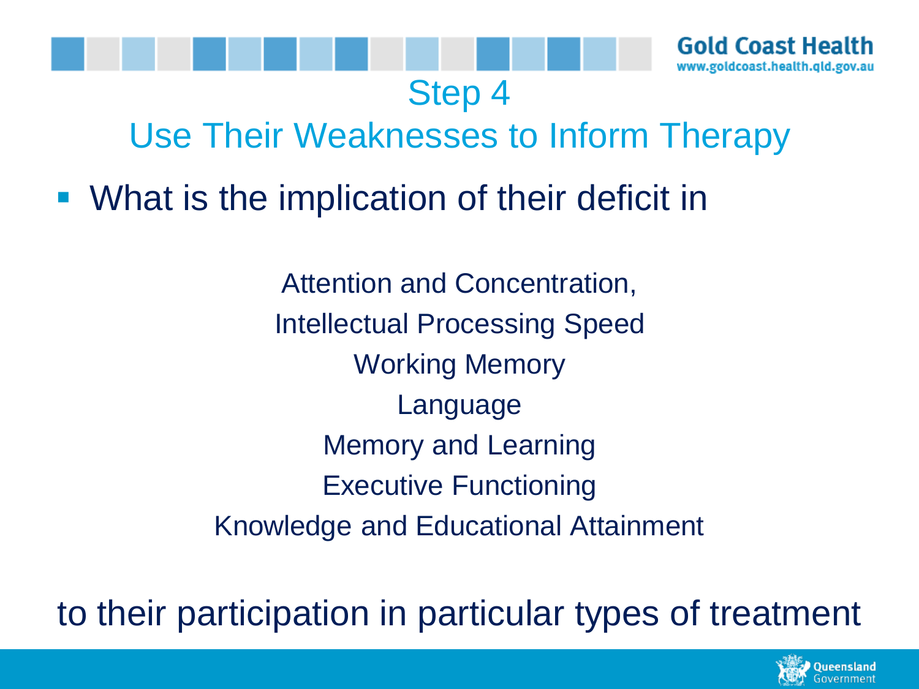# Step 4
## Use Their Weaknesses to Inform Therapy

- What is the implication of their deficit in

Attention and Concentration,
Intellectual Processing Speed
Working Memory
Language
Memory and Learning
Executive Functioning
Knowledge and Educational Attainment

to their participation in particular types of treatment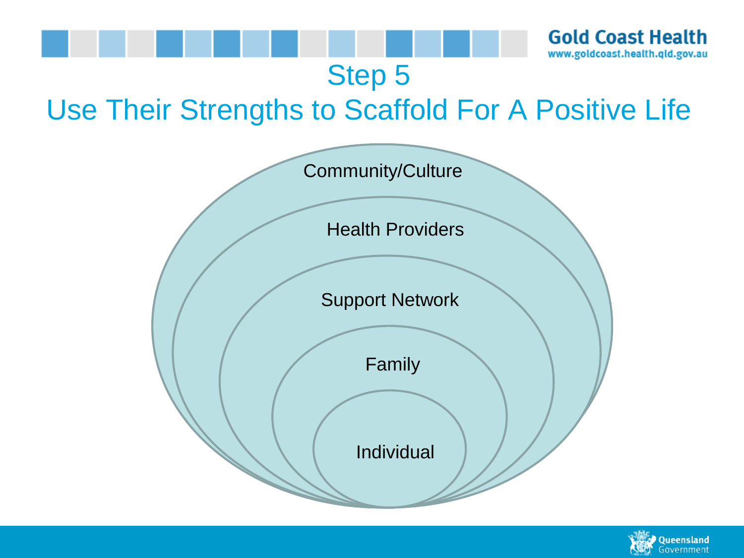# Step 5

## Use Their Strengths to Scaffold For A Positive Life

- Community/Culture
- Health Providers
- Support Network
- Family
- Individual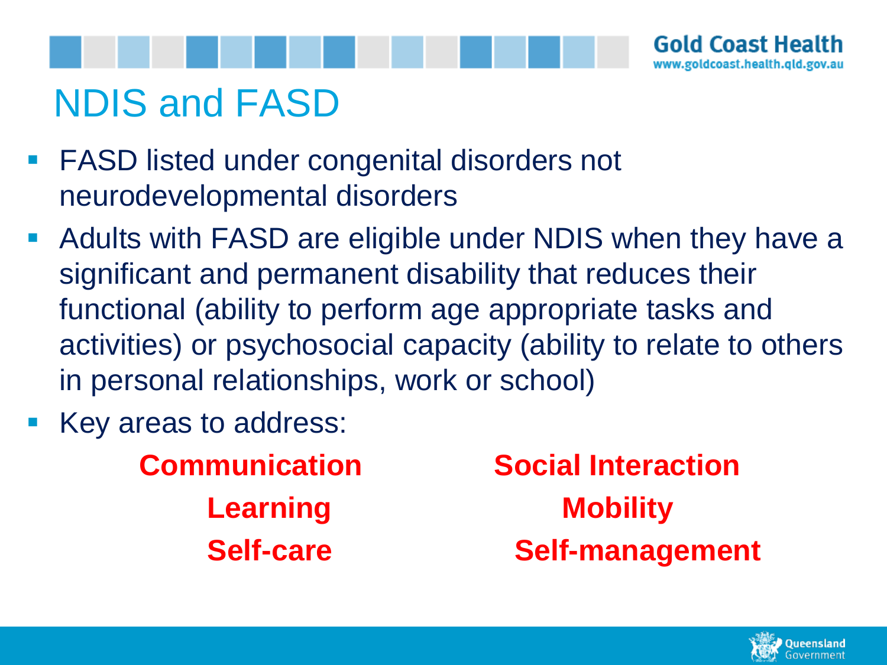# NDIS and FASD

- FASD listed under congenital disorders not neurodevelopmental disorders
- Adults with FASD are eligible under NDIS when they have a significant and permanent disability that reduces their functional (ability to perform age appropriate tasks and activities) or psychosocial capacity (ability to relate to others in personal relationships, work or school)
- Key areas to address:

**Communication**
**Learning**
**Self-care**
**Social Interaction**
**Mobility**
**Self-management**